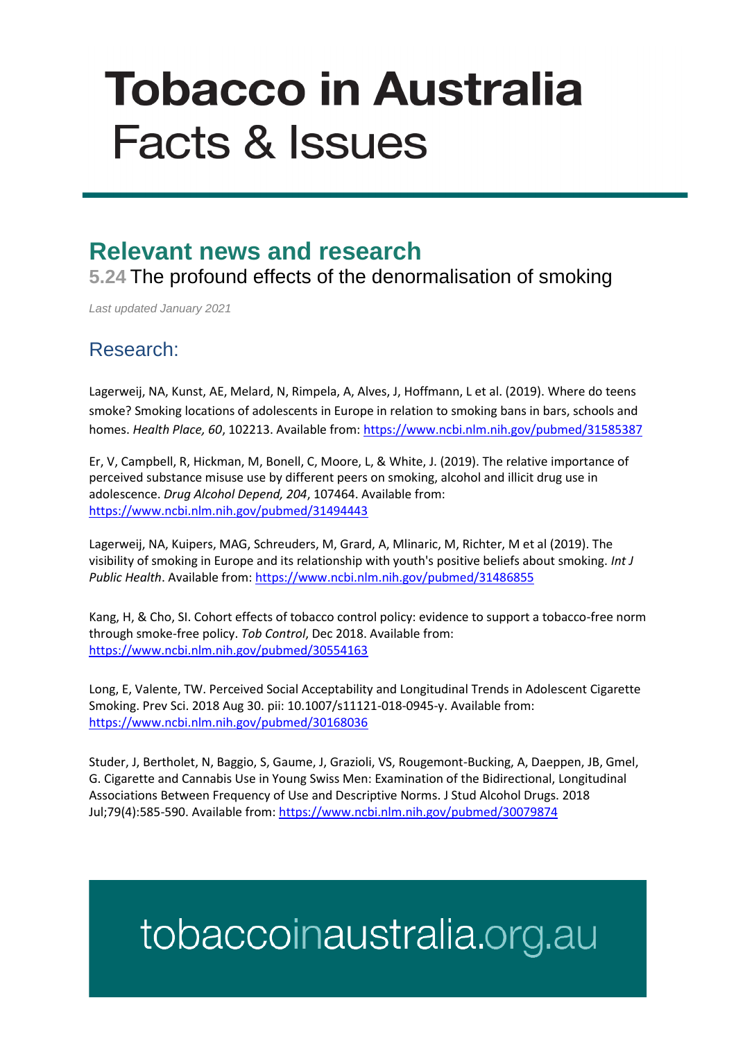# Tobacco in Australia
Facts & Issues

## Relevant news and research

### 5.24 The profound effects of the denormalisation of smoking

*Last updated January 2021*

## Research:

Lagerweij, NA, Kunst, AE, Melard, N, Rimpela, A, Alves, J, Hoffmann, L et al. (2019). Where do teens smoke? Smoking locations of adolescents in Europe in relation to smoking bans in bars, schools and homes. *Health Place, 60*, 102213. Available from: https://www.ncbi.nlm.nih.gov/pubmed/31585387

Er, V, Campbell, R, Hickman, M, Bonell, C, Moore, L, & White, J. (2019). The relative importance of perceived substance misuse use by different peers on smoking, alcohol and illicit drug use in adolescence. *Drug Alcohol Depend, 204*, 107464. Available from: https://www.ncbi.nlm.nih.gov/pubmed/31494443

Lagerweij, NA, Kuipers, MAG, Schreuders, M, Grard, A, Mlinaric, M, Richter, M et al (2019). The visibility of smoking in Europe and its relationship with youth's positive beliefs about smoking. *Int J Public Health*. Available from: https://www.ncbi.nlm.nih.gov/pubmed/31486855

Kang, H, & Cho, SI. Cohort effects of tobacco control policy: evidence to support a tobacco-free norm through smoke-free policy. *Tob Control*, Dec 2018. Available from: https://www.ncbi.nlm.nih.gov/pubmed/30554163

Long, E, Valente, TW. Perceived Social Acceptability and Longitudinal Trends in Adolescent Cigarette Smoking. Prev Sci. 2018 Aug 30. pii: 10.1007/s11121-018-0945-y. Available from: https://www.ncbi.nlm.nih.gov/pubmed/30168036

Studer, J, Bertholet, N, Baggio, S, Gaume, J, Grazioli, VS, Rougemont-Bucking, A, Daeppen, JB, Gmel, G. Cigarette and Cannabis Use in Young Swiss Men: Examination of the Bidirectional, Longitudinal Associations Between Frequency of Use and Descriptive Norms. J Stud Alcohol Drugs. 2018 Jul;79(4):585-590. Available from: https://www.ncbi.nlm.nih.gov/pubmed/30079874

tobaccoinaustralia.org.au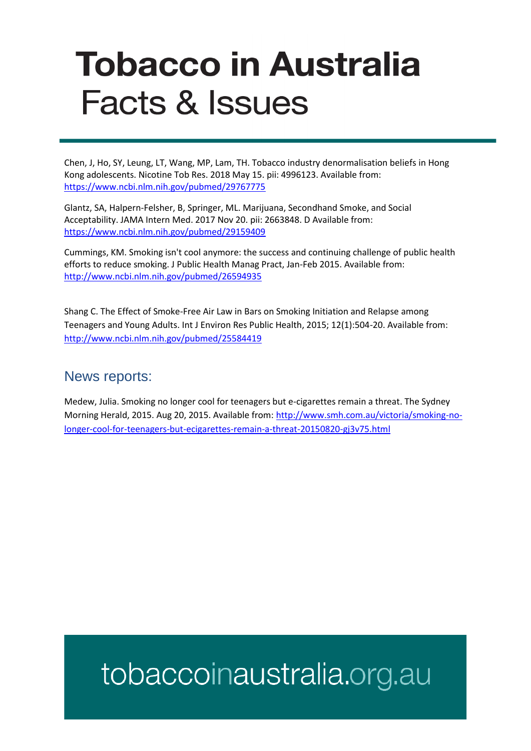# Tobacco in Australia
# Facts & Issues

Chen, J, Ho, SY, Leung, LT, Wang, MP, Lam, TH. Tobacco industry denormalisation beliefs in Hong Kong adolescents. Nicotine Tob Res. 2018 May 15. pii: 4996123. Available from: [https://www.ncbi.nlm.nih.gov/pubmed/29767775](https://www.ncbi.nlm.nih.gov/pubmed/29767775)

Glantz, SA, Halpern-Felsher, B, Springer, ML. Marijuana, Secondhand Smoke, and Social Acceptability. JAMA Intern Med. 2017 Nov 20. pii: 2663848. D Available from: [https://www.ncbi.nlm.nih.gov/pubmed/29159409](https://www.ncbi.nlm.nih.gov/pubmed/29159409)

Cummings, KM. Smoking isn't cool anymore: the success and continuing challenge of public health efforts to reduce smoking. J Public Health Manag Pract, Jan-Feb 2015. Available from: [http://www.ncbi.nlm.nih.gov/pubmed/26594935](http://www.ncbi.nlm.nih.gov/pubmed/26594935)

Shang C. The Effect of Smoke-Free Air Law in Bars on Smoking Initiation and Relapse among Teenagers and Young Adults. Int J Environ Res Public Health, 2015; 12(1):504-20. Available from: [http://www.ncbi.nlm.nih.gov/pubmed/25584419](http://www.ncbi.nlm.nih.gov/pubmed/25584419)

## News reports:

Medew, Julia. Smoking no longer cool for teenagers but e-cigarettes remain a threat. The Sydney Morning Herald, 2015. Aug 20, 2015. Available from: [http://www.smh.com.au/victoria/smoking-no-longer-cool-for-teenagers-but-ecigarettes-remain-a-threat-20150820-gj3v75.html](http://www.smh.com.au/victoria/smoking-no-longer-cool-for-teenagers-but-ecigarettes-remain-a-threat-20150820-gj3v75.html)

tobaccoinaustralia.org.au